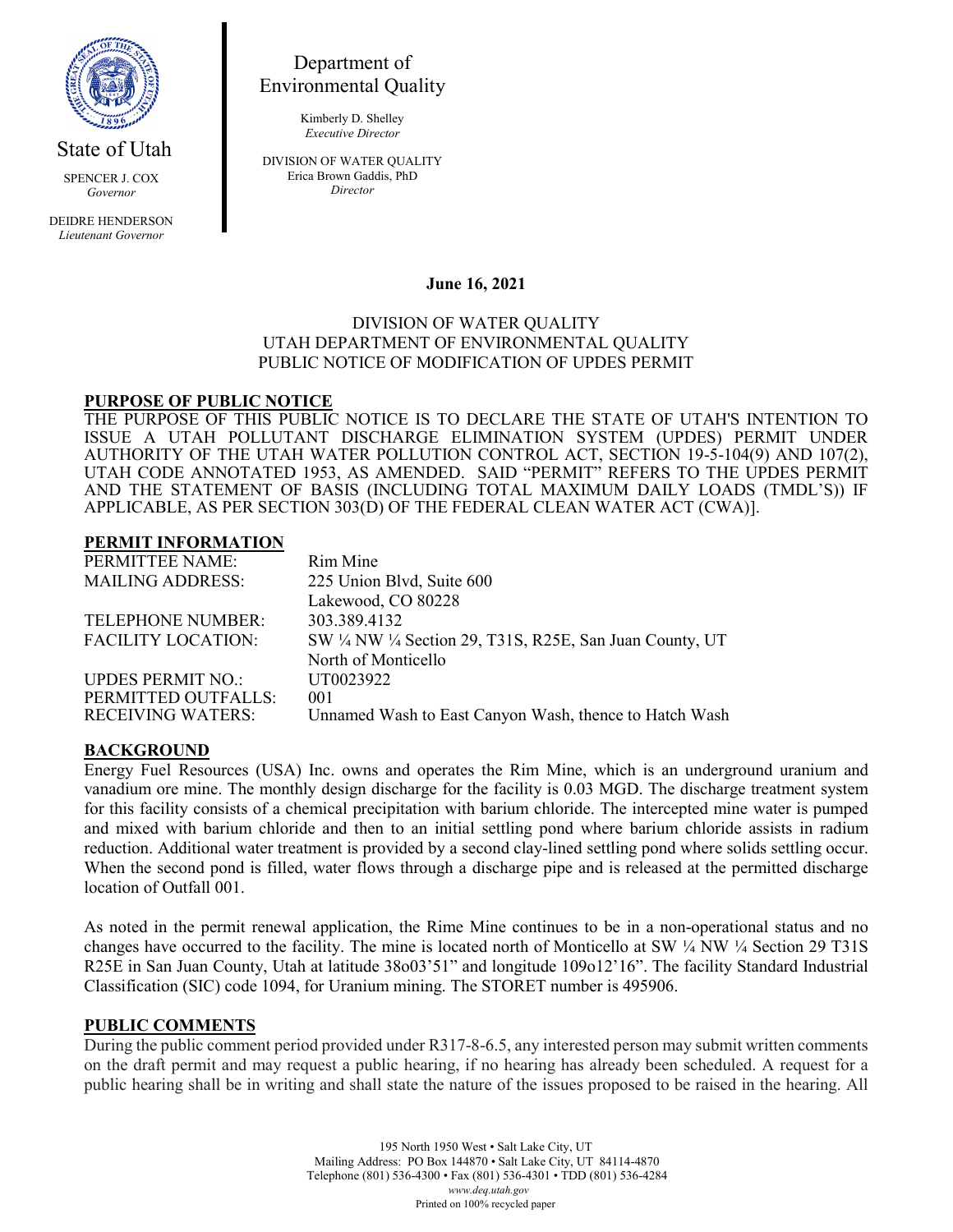State of Utah

SPENCER J. COX
*Governor*

DEIDRE HENDERSON
*Lieutenant Governor*

Department of Environmental Quality

Kimberly D. Shelley
*Executive Director*

DIVISION OF WATER QUALITY
Erica Brown Gaddis, PhD
*Director*

**June 16, 2021**

DIVISION OF WATER QUALITY
UTAH DEPARTMENT OF ENVIRONMENTAL QUALITY
PUBLIC NOTICE OF MODIFICATION OF UPDES PERMIT

**PURPOSE OF PUBLIC NOTICE**

THE PURPOSE OF THIS PUBLIC NOTICE IS TO DECLARE THE STATE OF UTAH'S INTENTION TO ISSUE A UTAH POLLUTANT DISCHARGE ELIMINATION SYSTEM (UPDES) PERMIT UNDER AUTHORITY OF THE UTAH WATER POLLUTION CONTROL ACT, SECTION 19-5-104(9) AND 107(2), UTAH CODE ANNOTATED 1953, AS AMENDED. SAID "PERMIT" REFERS TO THE UPDES PERMIT AND THE STATEMENT OF BASIS (INCLUDING TOTAL MAXIMUM DAILY LOADS (TMDL'S)) IF APPLICABLE, AS PER SECTION 303(D) OF THE FEDERAL CLEAN WATER ACT (CWA)].

**PERMIT INFORMATION**

| | |
|---|---|
| PERMITTEE NAME: | Rim Mine |
| MAILING ADDRESS: | 225 Union Blvd, Suite 600<br>Lakewood, CO 80228 |
| TELEPHONE NUMBER: | 303.389.4132 |
| FACILITY LOCATION: | SW ¼ NW ¼ Section 29, T31S, R25E, San Juan County, UT<br>North of Monticello |
| UPDES PERMIT NO.: | UT0023922 |
| PERMITTED OUTFALLS: | 001 |
| RECEIVING WATERS: | Unnamed Wash to East Canyon Wash, thence to Hatch Wash |

**BACKGROUND**

Energy Fuel Resources (USA) Inc. owns and operates the Rim Mine, which is an underground uranium and vanadium ore mine. The monthly design discharge for the facility is 0.03 MGD. The discharge treatment system for this facility consists of a chemical precipitation with barium chloride. The intercepted mine water is pumped and mixed with barium chloride and then to an initial settling pond where barium chloride assists in radium reduction. Additional water treatment is provided by a second clay-lined settling pond where solids settling occur. When the second pond is filled, water flows through a discharge pipe and is released at the permitted discharge location of Outfall 001.

As noted in the permit renewal application, the Rime Mine continues to be in a non-operational status and no changes have occurred to the facility. The mine is located north of Monticello at SW ¼ NW ¼ Section 29 T31S R25E in San Juan County, Utah at latitude 38o03'51" and longitude 109o12'16". The facility Standard Industrial Classification (SIC) code 1094, for Uranium mining. The STORET number is 495906.

**PUBLIC COMMENTS**

During the public comment period provided under R317-8-6.5, any interested person may submit written comments on the draft permit and may request a public hearing, if no hearing has already been scheduled. A request for a public hearing shall be in writing and shall state the nature of the issues proposed to be raised in the hearing. All

195 North 1950 West • Salt Lake City, UT
Mailing Address: PO Box 144870 • Salt Lake City, UT 84114-4870
Telephone (801) 536-4300 • Fax (801) 536-4301 • TDD (801) 536-4284
*www.deq.utah.gov*
Printed on 100% recycled paper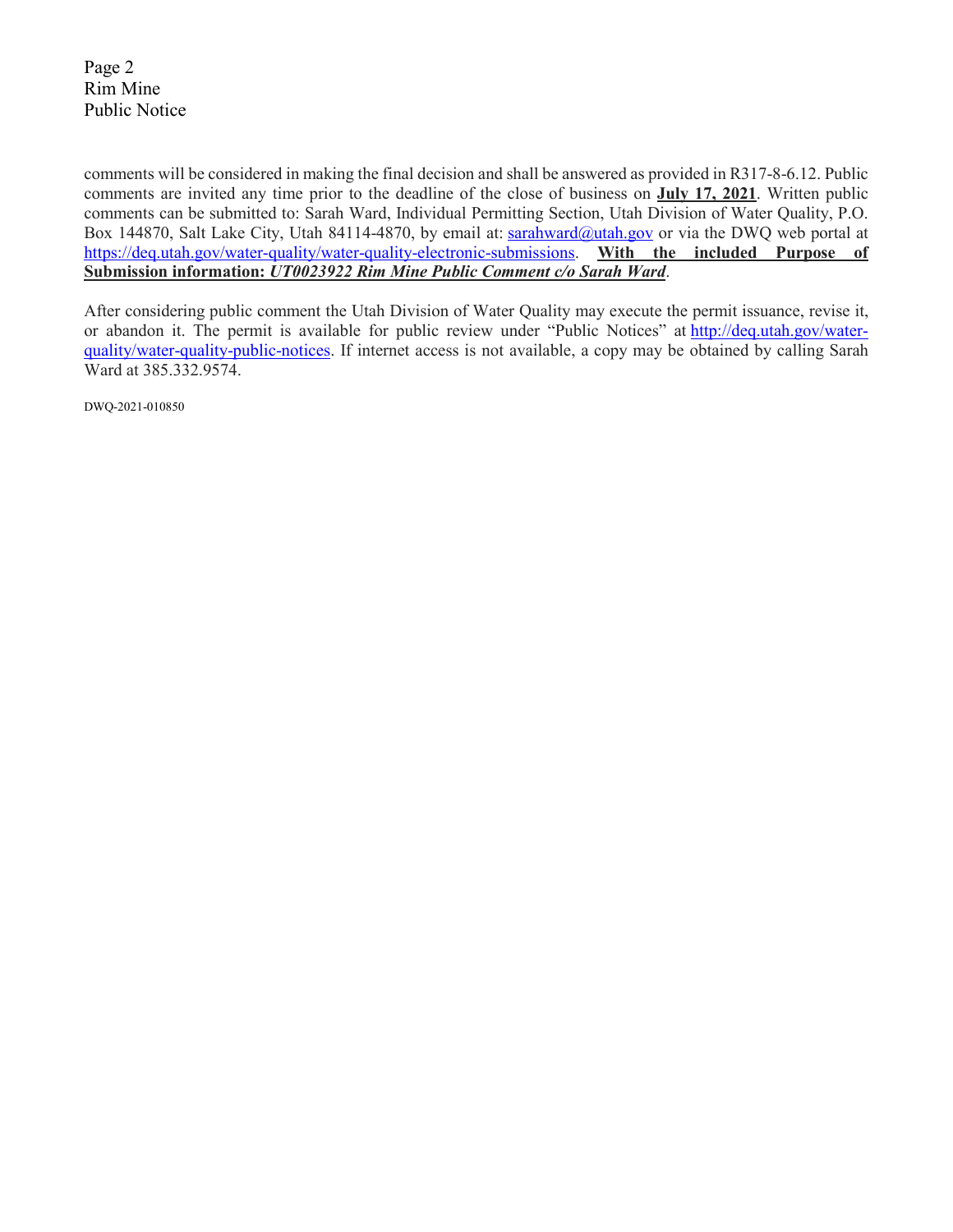comments will be considered in making the final decision and shall be answered as provided in R317-8-6.12. Public comments are invited any time prior to the deadline of the close of business on **July 17, 2021**. Written public comments can be submitted to: Sarah Ward, Individual Permitting Section, Utah Division of Water Quality, P.O. Box 144870, Salt Lake City, Utah 84114-4870, by email at: sarahward@utah.gov or via the DWQ web portal at https://deq.utah.gov/water-quality/water-quality-electronic-submissions. **With the included Purpose of Submission information: *UT0023922 Rim Mine Public Comment c/o Sarah Ward***.

After considering public comment the Utah Division of Water Quality may execute the permit issuance, revise it, or abandon it. The permit is available for public review under "Public Notices" at http://deq.utah.gov/water-quality/water-quality-public-notices. If internet access is not available, a copy may be obtained by calling Sarah Ward at 385.332.9574.

DWQ-2021-010850